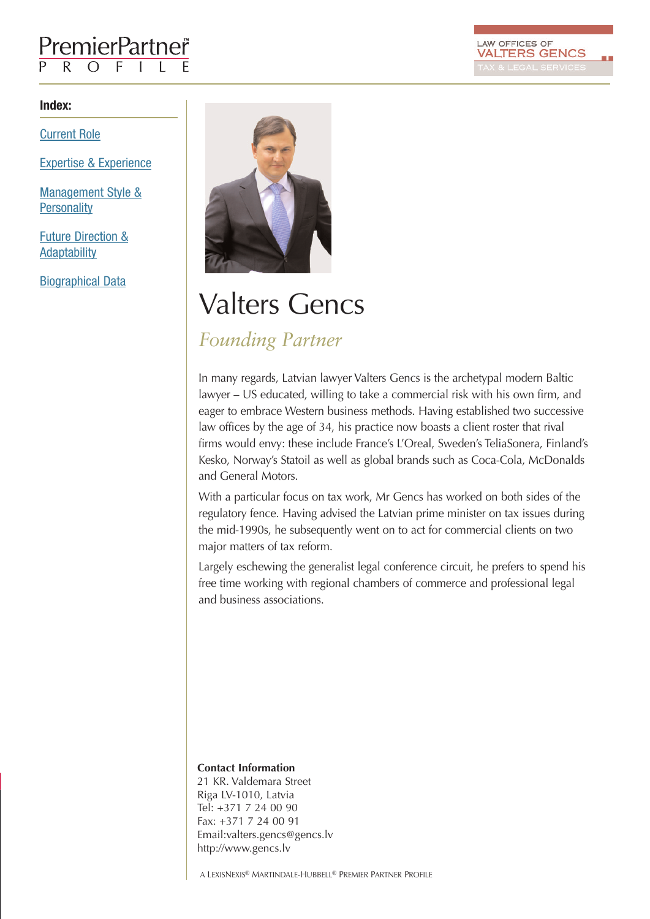PremierPartner™
PROFILE

LAW OFFICES OF
VALTERS GENCS
TAX & LEGAL SERVICES

**Index:**

Current Role

Expertise & Experience

Management Style & Personality

Future Direction & Adaptability

Biographical Data

# Valters Gencs

## *Founding Partner*

In many regards, Latvian lawyer Valters Gencs is the archetypal modern Baltic lawyer – US educated, willing to take a commercial risk with his own firm, and eager to embrace Western business methods. Having established two successive law offices by the age of 34, his practice now boasts a client roster that rival firms would envy: these include France's L'Oreal, Sweden's TeliaSonera, Finland's Kesko, Norway's Statoil as well as global brands such as Coca-Cola, McDonalds and General Motors.

With a particular focus on tax work, Mr Gencs has worked on both sides of the regulatory fence. Having advised the Latvian prime minister on tax issues during the mid-1990s, he subsequently went on to act for commercial clients on two major matters of tax reform.

Largely eschewing the generalist legal conference circuit, he prefers to spend his free time working with regional chambers of commerce and professional legal and business associations.

**Contact Information**
21 KR. Valdemara Street
Riga LV-1010, Latvia
Tel: +371 7 24 00 90
Fax: +371 7 24 00 91
Email:valters.gencs@gencs.lv
http://www.gencs.lv

A LexisNexis® Martindale-Hubbell® Premier Partner Profile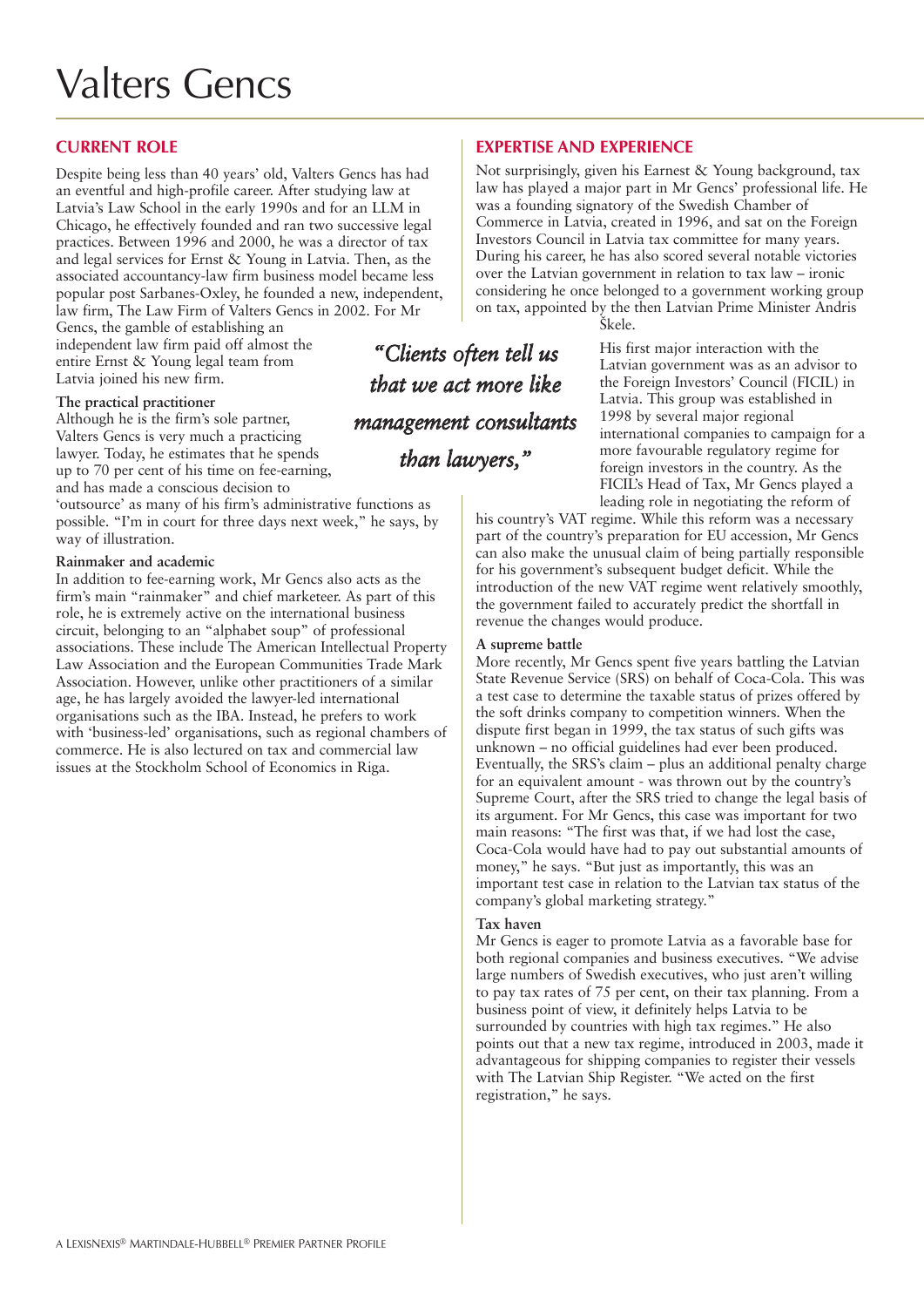# Valters Gencs

## CURRENT ROLE

Despite being less than 40 years' old, Valters Gencs has had an eventful and high-profile career. After studying law at Latvia's Law School in the early 1990s and for an LLM in Chicago, he effectively founded and ran two successive legal practices. Between 1996 and 2000, he was a director of tax and legal services for Ernst & Young in Latvia. Then, as the associated accountancy-law firm business model became less popular post Sarbanes-Oxley, he founded a new, independent, law firm, The Law Firm of Valters Gencs in 2002. For Mr Gencs, the gamble of establishing an independent law firm paid off almost the entire Ernst & Young legal team from Latvia joined his new firm.

### The practical practitioner

Although he is the firm's sole partner, Valters Gencs is very much a practicing lawyer. Today, he estimates that he spends up to 70 per cent of his time on fee-earning, and has made a conscious decision to 'outsource' as many of his firm's administrative functions as possible. "I'm in court for three days next week," he says, by way of illustration.

### Rainmaker and academic

In addition to fee-earning work, Mr Gencs also acts as the firm's main "rainmaker" and chief marketeer. As part of this role, he is extremely active on the international business circuit, belonging to an "alphabet soup" of professional associations. These include The American Intellectual Property Law Association and the European Communities Trade Mark Association. However, unlike other practitioners of a similar age, he has largely avoided the lawyer-led international organisations such as the IBA. Instead, he prefers to work with 'business-led' organisations, such as regional chambers of commerce. He is also lectured on tax and commercial law issues at the Stockholm School of Economics in Riga.

*"Clients often tell us that we act more like management consultants than lawyers,"*

## EXPERTISE AND EXPERIENCE

Not surprisingly, given his Earnest & Young background, tax law has played a major part in Mr Gencs' professional life. He was a founding signatory of the Swedish Chamber of Commerce in Latvia, created in 1996, and sat on the Foreign Investors Council in Latvia tax committee for many years. During his career, he has also scored several notable victories over the Latvian government in relation to tax law – ironic considering he once belonged to a government working group on tax, appointed by the then Latvian Prime Minister Andris Škele.

His first major interaction with the Latvian government was as an advisor to the Foreign Investors' Council (FICIL) in Latvia. This group was established in 1998 by several major regional international companies to campaign for a more favourable regulatory regime for foreign investors in the country. As the FICIL's Head of Tax, Mr Gencs played a leading role in negotiating the reform of his country's VAT regime. While this reform was a necessary part of the country's preparation for EU accession, Mr Gencs can also make the unusual claim of being partially responsible for his government's subsequent budget deficit. While the introduction of the new VAT regime went relatively smoothly, the government failed to accurately predict the shortfall in revenue the changes would produce.

### A supreme battle

More recently, Mr Gencs spent five years battling the Latvian State Revenue Service (SRS) on behalf of Coca-Cola. This was a test case to determine the taxable status of prizes offered by the soft drinks company to competition winners. When the dispute first began in 1999, the tax status of such gifts was unknown – no official guidelines had ever been produced. Eventually, the SRS's claim – plus an additional penalty charge for an equivalent amount - was thrown out by the country's Supreme Court, after the SRS tried to change the legal basis of its argument. For Mr Gencs, this case was important for two main reasons: "The first was that, if we had lost the case, Coca-Cola would have had to pay out substantial amounts of money," he says. "But just as importantly, this was an important test case in relation to the Latvian tax status of the company's global marketing strategy."

### Tax haven

Mr Gencs is eager to promote Latvia as a favorable base for both regional companies and business executives. "We advise large numbers of Swedish executives, who just aren't willing to pay tax rates of 75 per cent, on their tax planning. From a business point of view, it definitely helps Latvia to be surrounded by countries with high tax regimes." He also points out that a new tax regime, introduced in 2003, made it advantageous for shipping companies to register their vessels with The Latvian Ship Register. "We acted on the first registration," he says.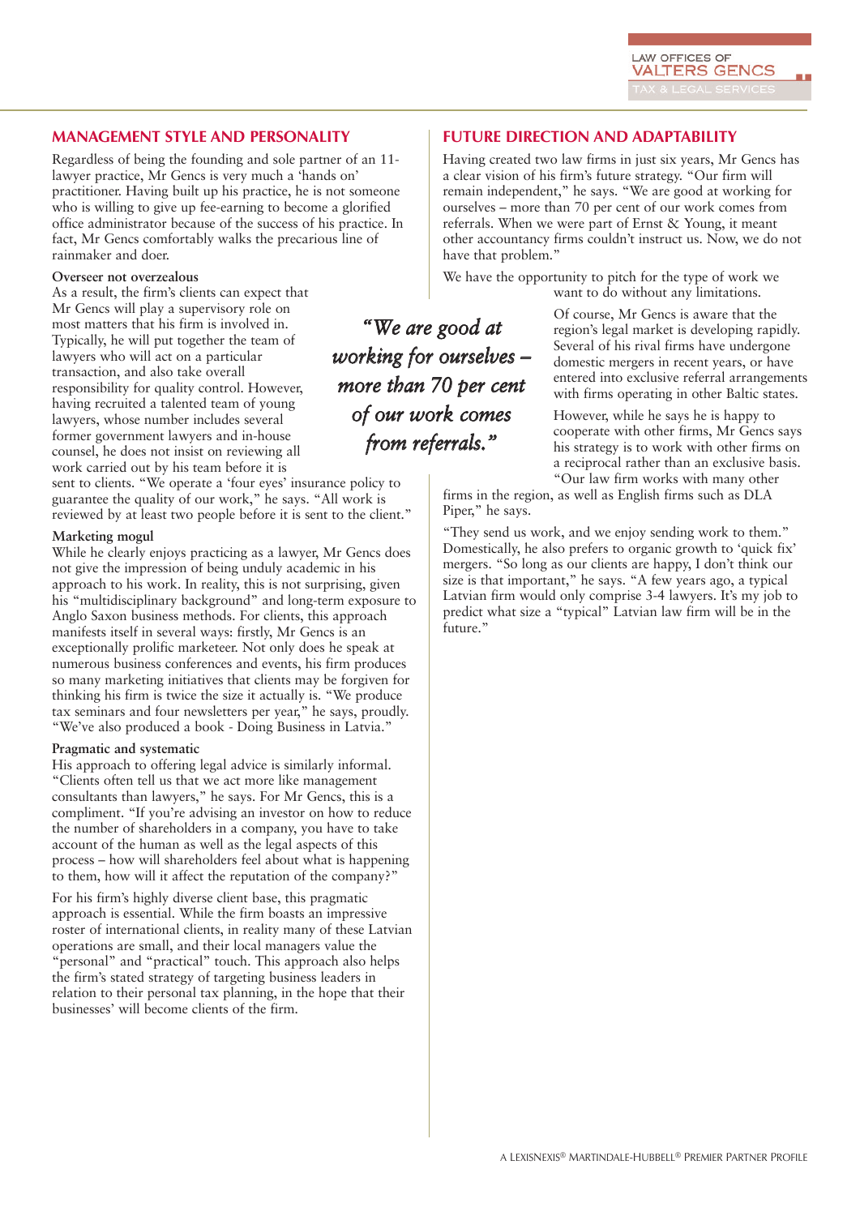## MANAGEMENT STYLE AND PERSONALITY

Regardless of being the founding and sole partner of an 11-lawyer practice, Mr Gencs is very much a 'hands on' practitioner. Having built up his practice, he is not someone who is willing to give up fee-earning to become a glorified office administrator because of the success of his practice. In fact, Mr Gencs comfortably walks the precarious line of rainmaker and doer.

### Overseer not overzealous

As a result, the firm's clients can expect that Mr Gencs will play a supervisory role on most matters that his firm is involved in. Typically, he will put together the team of lawyers who will act on a particular transaction, and also take overall responsibility for quality control. However, having recruited a talented team of young lawyers, whose number includes several former government lawyers and in-house counsel, he does not insist on reviewing all work carried out by his team before it is sent to clients. "We operate a 'four eyes' insurance policy to guarantee the quality of our work," he says. "All work is reviewed by at least two people before it is sent to the client."

### Marketing mogul

While he clearly enjoys practicing as a lawyer, Mr Gencs does not give the impression of being unduly academic in his approach to his work. In reality, this is not surprising, given his "multidisciplinary background" and long-term exposure to Anglo Saxon business methods. For clients, this approach manifests itself in several ways: firstly, Mr Gencs is an exceptionally prolific marketeer. Not only does he speak at numerous business conferences and events, his firm produces so many marketing initiatives that clients may be forgiven for thinking his firm is twice the size it actually is. "We produce tax seminars and four newsletters per year," he says, proudly. "We've also produced a book - Doing Business in Latvia."

### Pragmatic and systematic

His approach to offering legal advice is similarly informal. "Clients often tell us that we act more like management consultants than lawyers," he says. For Mr Gencs, this is a compliment. "If you're advising an investor on how to reduce the number of shareholders in a company, you have to take account of the human as well as the legal aspects of this process – how will shareholders feel about what is happening to them, how will it affect the reputation of the company?"

For his firm's highly diverse client base, this pragmatic approach is essential. While the firm boasts an impressive roster of international clients, in reality many of these Latvian operations are small, and their local managers value the "personal" and "practical" touch. This approach also helps the firm's stated strategy of targeting business leaders in relation to their personal tax planning, in the hope that their businesses' will become clients of the firm.

> *"We are good at working for ourselves – more than 70 per cent of our work comes from referrals."*

## FUTURE DIRECTION AND ADAPTABILITY

Having created two law firms in just six years, Mr Gencs has a clear vision of his firm's future strategy. "Our firm will remain independent," he says. "We are good at working for ourselves – more than 70 per cent of our work comes from referrals. When we were part of Ernst & Young, it meant other accountancy firms couldn't instruct us. Now, we do not have that problem."

We have the opportunity to pitch for the type of work we want to do without any limitations.

Of course, Mr Gencs is aware that the region's legal market is developing rapidly. Several of his rival firms have undergone domestic mergers in recent years, or have entered into exclusive referral arrangements with firms operating in other Baltic states.

However, while he says he is happy to cooperate with other firms, Mr Gencs says his strategy is to work with other firms on a reciprocal rather than an exclusive basis. "Our law firm works with many other firms in the region, as well as English firms such as DLA Piper," he says.

"They send us work, and we enjoy sending work to them." Domestically, he also prefers to organic growth to 'quick fix' mergers. "So long as our clients are happy, I don't think our size is that important," he says. "A few years ago, a typical Latvian firm would only comprise 3-4 lawyers. It's my job to predict what size a "typical" Latvian law firm will be in the future."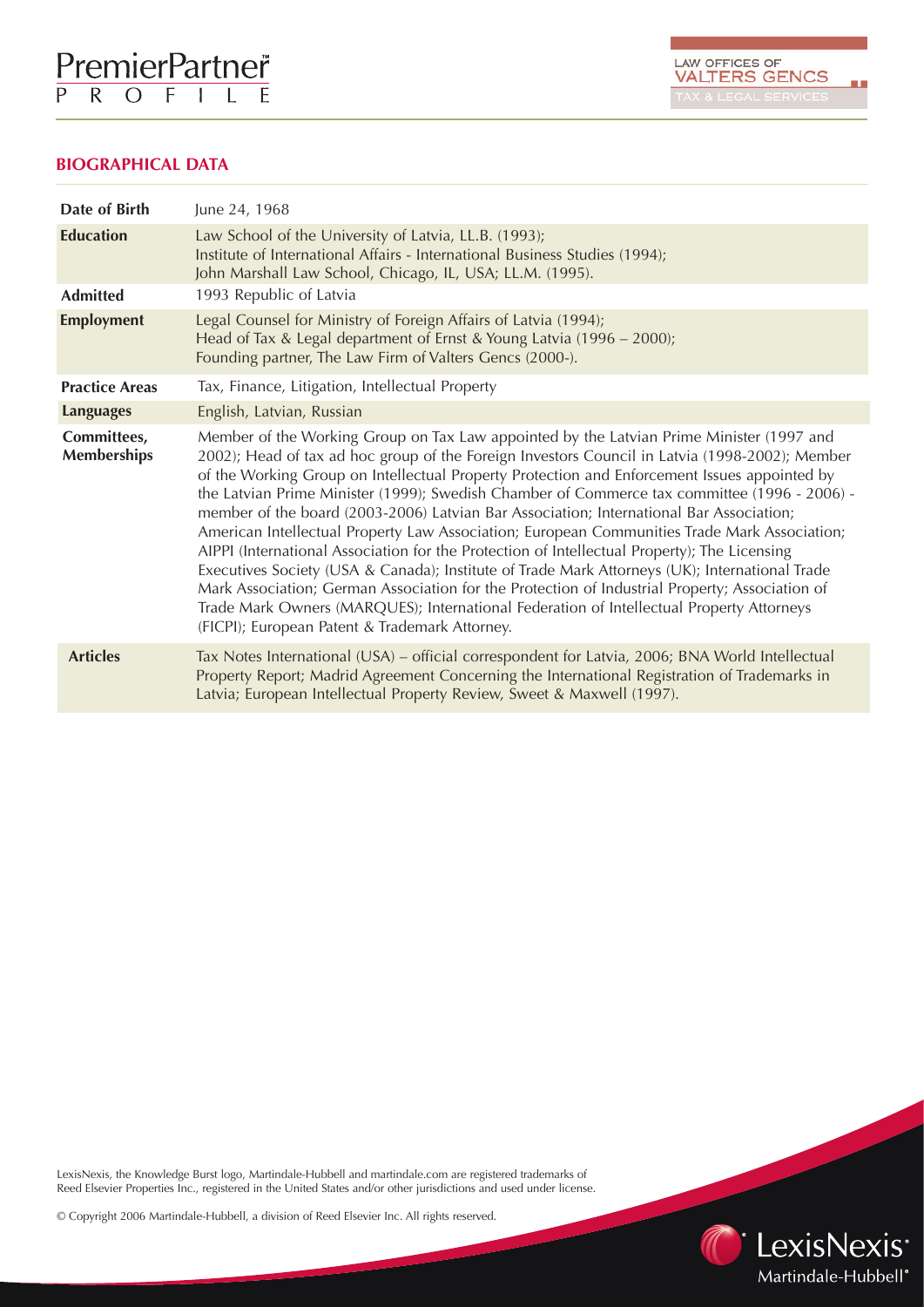## BIOGRAPHICAL DATA

| | |
|---|---|
| **Date of Birth** | June 24, 1968 |
| **Education** | Law School of the University of Latvia, LL.B. (1993); Institute of International Affairs - International Business Studies (1994); John Marshall Law School, Chicago, IL, USA; LL.M. (1995). |
| **Admitted** | 1993 Republic of Latvia |
| **Employment** | Legal Counsel for Ministry of Foreign Affairs of Latvia (1994); Head of Tax & Legal department of Ernst & Young Latvia (1996 – 2000); Founding partner, The Law Firm of Valters Gencs (2000-). |
| **Practice Areas** | Tax, Finance, Litigation, Intellectual Property |
| **Languages** | English, Latvian, Russian |
| **Committees, Memberships** | Member of the Working Group on Tax Law appointed by the Latvian Prime Minister (1997 and 2002); Head of tax ad hoc group of the Foreign Investors Council in Latvia (1998-2002); Member of the Working Group on Intellectual Property Protection and Enforcement Issues appointed by the Latvian Prime Minister (1999); Swedish Chamber of Commerce tax committee (1996 - 2006) - member of the board (2003-2006) Latvian Bar Association; International Bar Association; American Intellectual Property Law Association; European Communities Trade Mark Association; AIPPI (International Association for the Protection of Intellectual Property); The Licensing Executives Society (USA & Canada); Institute of Trade Mark Attorneys (UK); International Trade Mark Association; German Association for the Protection of Industrial Property; Association of Trade Mark Owners (MARQUES); International Federation of Intellectual Property Attorneys (FICPI); European Patent & Trademark Attorney. |
| **Articles** | Tax Notes International (USA) – official correspondent for Latvia, 2006; BNA World Intellectual Property Report; Madrid Agreement Concerning the International Registration of Trademarks in Latvia; European Intellectual Property Review, Sweet & Maxwell (1997). |

LexisNexis, the Knowledge Burst logo, Martindale-Hubbell and martindale.com are registered trademarks of Reed Elsevier Properties Inc., registered in the United States and/or other jurisdictions and used under license.

© Copyright 2006 Martindale-Hubbell, a division of Reed Elsevier Inc. All rights reserved.